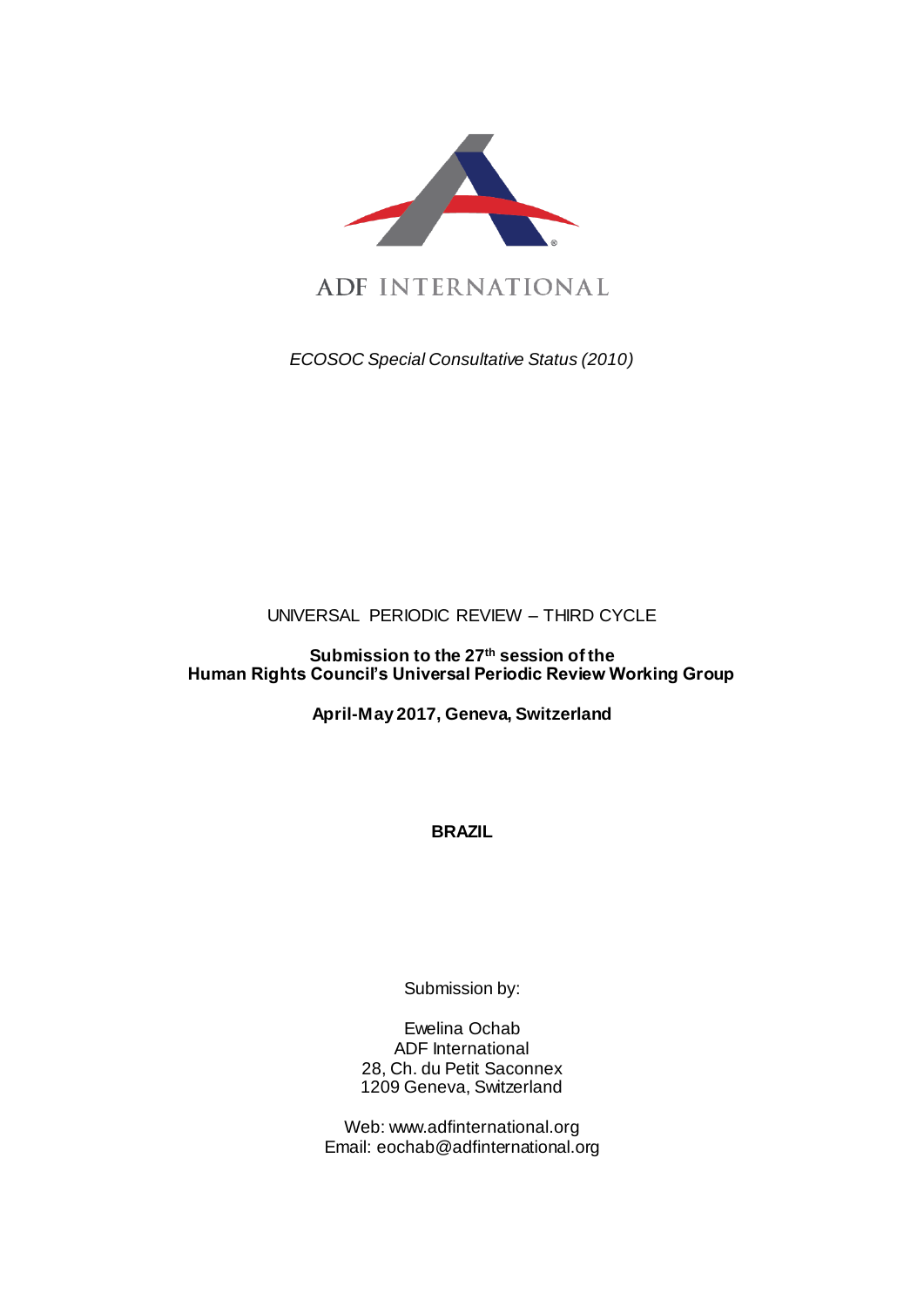ADF INTERNATIONAL

*ECOSOC Special Consultative Status (2010)*

UNIVERSAL PERIODIC REVIEW – THIRD CYCLE

**Submission to the 27th session of the Human Rights Council's Universal Periodic Review Working Group**

**April-May 2017, Geneva, Switzerland**

**BRAZIL**

Submission by:

Ewelina Ochab
ADF International
28, Ch. du Petit Saconnex
1209 Geneva, Switzerland

Web: www.adfinternational.org
Email: eochab@adfinternational.org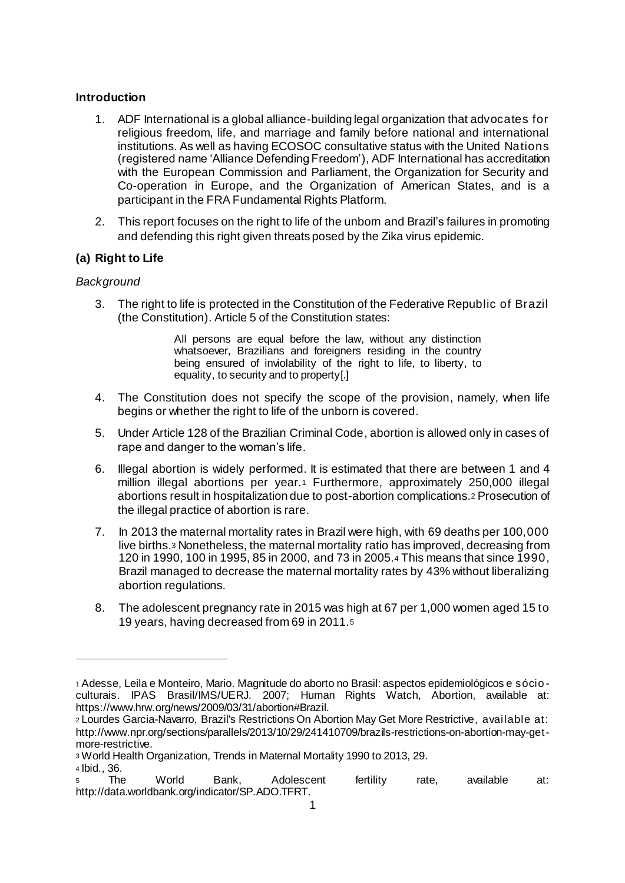## Introduction

1. ADF International is a global alliance-building legal organization that advocates for religious freedom, life, and marriage and family before national and international institutions. As well as having ECOSOC consultative status with the United Nations (registered name 'Alliance Defending Freedom'), ADF International has accreditation with the European Commission and Parliament, the Organization for Security and Co-operation in Europe, and the Organization of American States, and is a participant in the FRA Fundamental Rights Platform.

2. This report focuses on the right to life of the unborn and Brazil's failures in promoting and defending this right given threats posed by the Zika virus epidemic.

## (a) Right to Life

*Background*

3. The right to life is protected in the Constitution of the Federative Republic of Brazil (the Constitution). Article 5 of the Constitution states:

   > All persons are equal before the law, without any distinction whatsoever, Brazilians and foreigners residing in the country being ensured of inviolability of the right to life, to liberty, to equality, to security and to property[.]

4. The Constitution does not specify the scope of the provision, namely, when life begins or whether the right to life of the unborn is covered.

5. Under Article 128 of the Brazilian Criminal Code, abortion is allowed only in cases of rape and danger to the woman's life.

6. Illegal abortion is widely performed. It is estimated that there are between 1 and 4 million illegal abortions per year.[1] Furthermore, approximately 250,000 illegal abortions result in hospitalization due to post-abortion complications.[2] Prosecution of the illegal practice of abortion is rare.

7. In 2013 the maternal mortality rates in Brazil were high, with 69 deaths per 100,000 live births.[3] Nonetheless, the maternal mortality ratio has improved, decreasing from 120 in 1990, 100 in 1995, 85 in 2000, and 73 in 2005.[4] This means that since 1990, Brazil managed to decrease the maternal mortality rates by 43% without liberalizing abortion regulations.

8. The adolescent pregnancy rate in 2015 was high at 67 per 1,000 women aged 15 to 19 years, having decreased from 69 in 2011.[5]

---

[1] Adesse, Leila e Monteiro, Mario. Magnitude do aborto no Brasil: aspectos epidemiológicos e sócio-culturais. IPAS Brasil/IMS/UERJ. 2007; Human Rights Watch, Abortion, available at: https://www.hrw.org/news/2009/03/31/abortion#Brazil.

[2] Lourdes Garcia-Navarro, Brazil's Restrictions On Abortion May Get More Restrictive, available at: http://www.npr.org/sections/parallels/2013/10/29/241410709/brazils-restrictions-on-abortion-may-get-more-restrictive.

[3] World Health Organization, Trends in Maternal Mortality 1990 to 2013, 29.

[4] Ibid., 36.

[5] The World Bank, Adolescent fertility rate, available at: http://data.worldbank.org/indicator/SP.ADO.TFRT.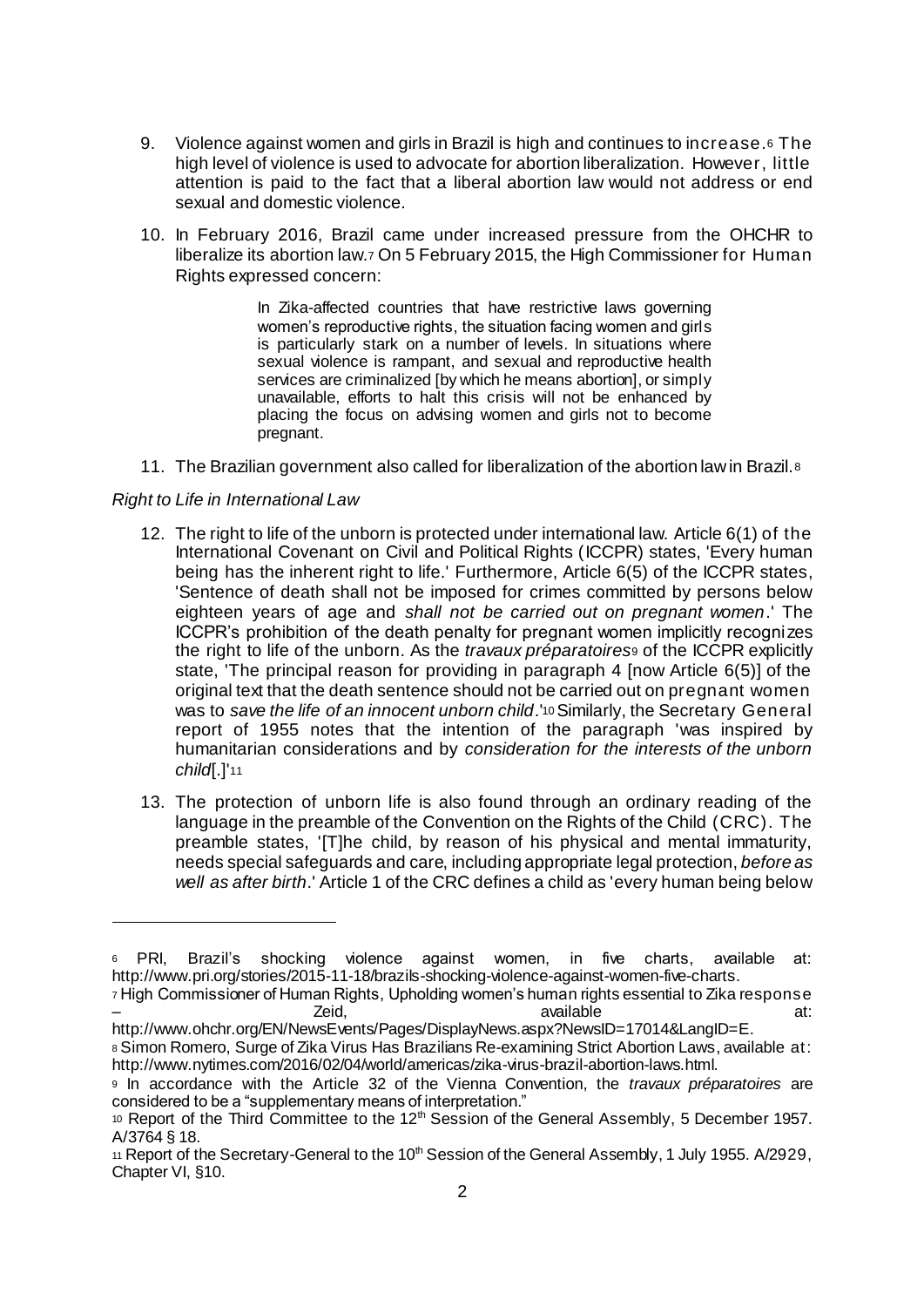9. Violence against women and girls in Brazil is high and continues to increase.[6] The high level of violence is used to advocate for abortion liberalization. However, little attention is paid to the fact that a liberal abortion law would not address or end sexual and domestic violence.

10. In February 2016, Brazil came under increased pressure from the OHCHR to liberalize its abortion law.[7] On 5 February 2015, the High Commissioner for Human Rights expressed concern:

> In Zika-affected countries that have restrictive laws governing women's reproductive rights, the situation facing women and girls is particularly stark on a number of levels. In situations where sexual violence is rampant, and sexual and reproductive health services are criminalized [by which he means abortion], or simply unavailable, efforts to halt this crisis will not be enhanced by placing the focus on advising women and girls not to become pregnant.

11. The Brazilian government also called for liberalization of the abortion law in Brazil.[8]

*Right to Life in International Law*

12. The right to life of the unborn is protected under international law. Article 6(1) of the International Covenant on Civil and Political Rights (ICCPR) states, 'Every human being has the inherent right to life.' Furthermore, Article 6(5) of the ICCPR states, 'Sentence of death shall not be imposed for crimes committed by persons below eighteen years of age and *shall not be carried out on pregnant women*.' The ICCPR's prohibition of the death penalty for pregnant women implicitly recognizes the right to life of the unborn. As the *travaux préparatoires*[9] of the ICCPR explicitly state, 'The principal reason for providing in paragraph 4 [now Article 6(5)] of the original text that the death sentence should not be carried out on pregnant women was to *save the life of an innocent unborn child*.'[10] Similarly, the Secretary General report of 1955 notes that the intention of the paragraph 'was inspired by humanitarian considerations and by *consideration for the interests of the unborn child*[.]'[11]

13. The protection of unborn life is also found through an ordinary reading of the language in the preamble of the Convention on the Rights of the Child (CRC). The preamble states, '[T]he child, by reason of his physical and mental immaturity, needs special safeguards and care, including appropriate legal protection, *before as well as after birth*.' Article 1 of the CRC defines a child as 'every human being below

---

[6] PRI, Brazil's shocking violence against women, in five charts, available at: http://www.pri.org/stories/2015-11-18/brazils-shocking-violence-against-women-five-charts.

[7] High Commissioner of Human Rights, Upholding women's human rights essential to Zika response – Zeid, available at: http://www.ohchr.org/EN/NewsEvents/Pages/DisplayNews.aspx?NewsID=17014&LangID=E.

[8] Simon Romero, Surge of Zika Virus Has Brazilians Re-examining Strict Abortion Laws, available at: http://www.nytimes.com/2016/02/04/world/americas/zika-virus-brazil-abortion-laws.html.

[9] In accordance with the Article 32 of the Vienna Convention, the *travaux préparatoires* are considered to be a "supplementary means of interpretation."

[10] Report of the Third Committee to the 12th Session of the General Assembly, 5 December 1957. A/3764 § 18.

[11] Report of the Secretary-General to the 10th Session of the General Assembly, 1 July 1955. A/2929, Chapter VI, §10.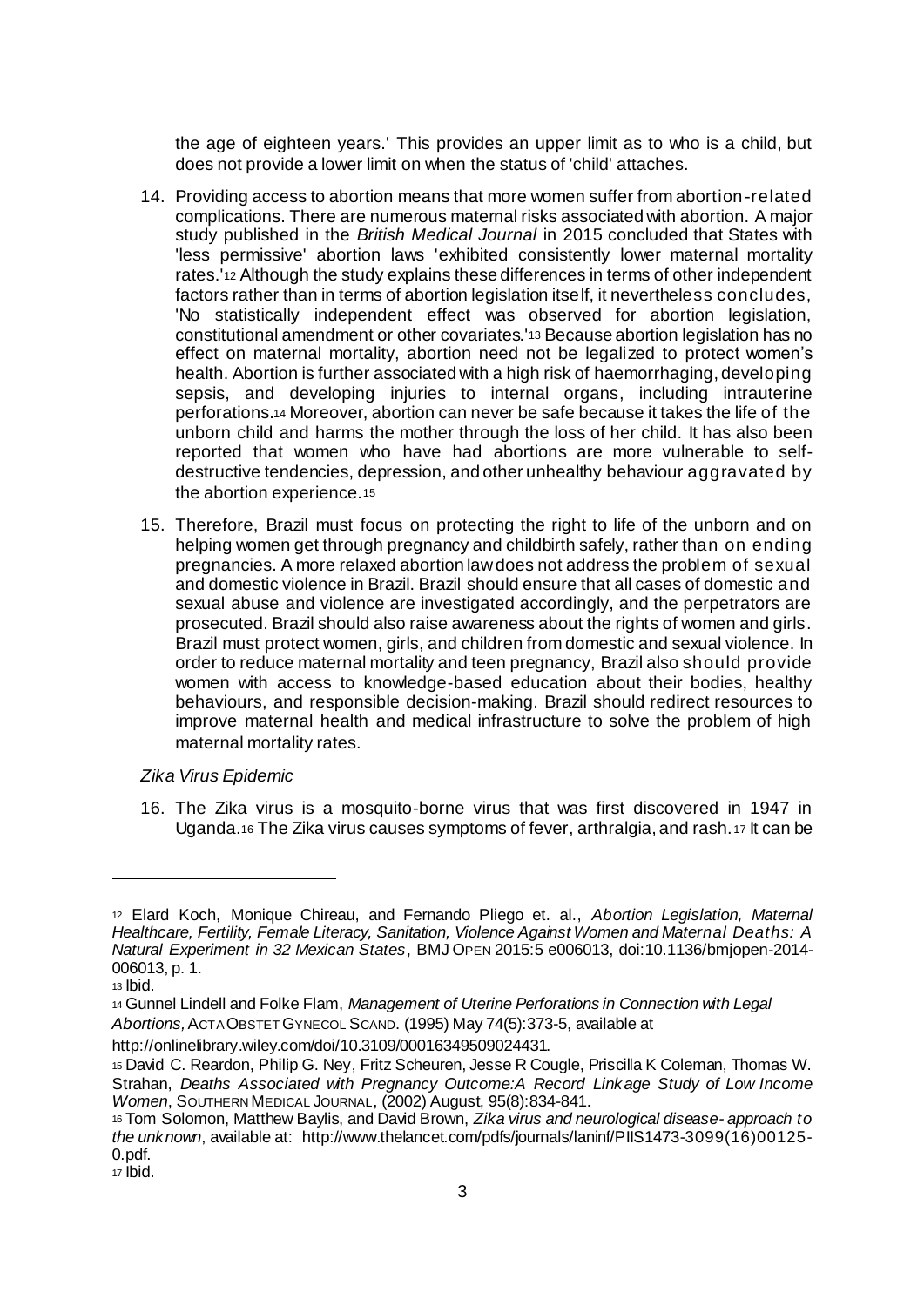the age of eighteen years.' This provides an upper limit as to who is a child, but does not provide a lower limit on when the status of 'child' attaches.

14. Providing access to abortion means that more women suffer from abortion-related complications. There are numerous maternal risks associated with abortion. A major study published in the *British Medical Journal* in 2015 concluded that States with 'less permissive' abortion laws 'exhibited consistently lower maternal mortality rates.'[12] Although the study explains these differences in terms of other independent factors rather than in terms of abortion legislation itself, it nevertheless concludes, 'No statistically independent effect was observed for abortion legislation, constitutional amendment or other covariates.'[13] Because abortion legislation has no effect on maternal mortality, abortion need not be legalized to protect women's health. Abortion is further associated with a high risk of haemorrhaging, developing sepsis, and developing injuries to internal organs, including intrauterine perforations.[14] Moreover, abortion can never be safe because it takes the life of the unborn child and harms the mother through the loss of her child. It has also been reported that women who have had abortions are more vulnerable to self-destructive tendencies, depression, and other unhealthy behaviour aggravated by the abortion experience.[15]

15. Therefore, Brazil must focus on protecting the right to life of the unborn and on helping women get through pregnancy and childbirth safely, rather than on ending pregnancies. A more relaxed abortion law does not address the problem of sexual and domestic violence in Brazil. Brazil should ensure that all cases of domestic and sexual abuse and violence are investigated accordingly, and the perpetrators are prosecuted. Brazil should also raise awareness about the rights of women and girls. Brazil must protect women, girls, and children from domestic and sexual violence. In order to reduce maternal mortality and teen pregnancy, Brazil also should provide women with access to knowledge-based education about their bodies, healthy behaviours, and responsible decision-making. Brazil should redirect resources to improve maternal health and medical infrastructure to solve the problem of high maternal mortality rates.

*Zika Virus Epidemic*

16. The Zika virus is a mosquito-borne virus that was first discovered in 1947 in Uganda.[16] The Zika virus causes symptoms of fever, arthralgia, and rash.[17] It can be

---

[12] Elard Koch, Monique Chireau, and Fernando Pliego et. al., *Abortion Legislation, Maternal Healthcare, Fertility, Female Literacy, Sanitation, Violence Against Women and Maternal Deaths: A Natural Experiment in 32 Mexican States*, BMJ OPEN 2015:5 e006013, doi:10.1136/bmjopen-2014-006013, p. 1.

[13] Ibid.

[14] Gunnel Lindell and Folke Flam, *Management of Uterine Perforations in Connection with Legal Abortions,* ACTA OBSTET GYNECOL SCAND. (1995) May 74(5):373-5, available at http://onlinelibrary.wiley.com/doi/10.3109/00016349509024431.

[15] David C. Reardon, Philip G. Ney, Fritz Scheuren, Jesse R Cougle, Priscilla K Coleman, Thomas W. Strahan, *Deaths Associated with Pregnancy Outcome:A Record Linkage Study of Low Income Women*, SOUTHERN MEDICAL JOURNAL, (2002) August, 95(8):834-841.

[16] Tom Solomon, Matthew Baylis, and David Brown, *Zika virus and neurological disease- approach to the unknown*, available at: http://www.thelancet.com/pdfs/journals/laninf/PIIS1473-3099(16)00125-0.pdf.

[17] Ibid.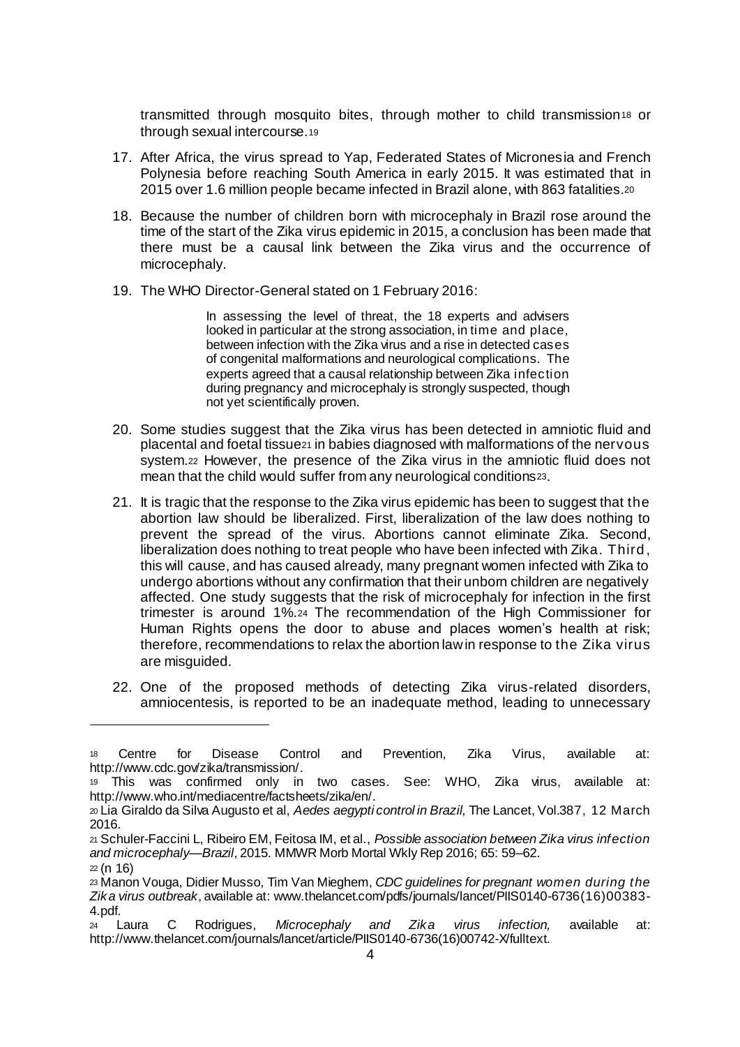transmitted through mosquito bites, through mother to child transmission[18] or through sexual intercourse.[19]

17. After Africa, the virus spread to Yap, Federated States of Micronesia and French Polynesia before reaching South America in early 2015. It was estimated that in 2015 over 1.6 million people became infected in Brazil alone, with 863 fatalities.[20]

18. Because the number of children born with microcephaly in Brazil rose around the time of the start of the Zika virus epidemic in 2015, a conclusion has been made that there must be a causal link between the Zika virus and the occurrence of microcephaly.

19. The WHO Director-General stated on 1 February 2016:

> In assessing the level of threat, the 18 experts and advisers looked in particular at the strong association, in time and place, between infection with the Zika virus and a rise in detected cases of congenital malformations and neurological complications. The experts agreed that a causal relationship between Zika infection during pregnancy and microcephaly is strongly suspected, though not yet scientifically proven.

20. Some studies suggest that the Zika virus has been detected in amniotic fluid and placental and foetal tissue[21] in babies diagnosed with malformations of the nervous system.[22] However, the presence of the Zika virus in the amniotic fluid does not mean that the child would suffer from any neurological conditions[23].

21. It is tragic that the response to the Zika virus epidemic has been to suggest that the abortion law should be liberalized. First, liberalization of the law does nothing to prevent the spread of the virus. Abortions cannot eliminate Zika. Second, liberalization does nothing to treat people who have been infected with Zika. Third, this will cause, and has caused already, many pregnant women infected with Zika to undergo abortions without any confirmation that their unborn children are negatively affected. One study suggests that the risk of microcephaly for infection in the first trimester is around 1%.[24] The recommendation of the High Commissioner for Human Rights opens the door to abuse and places women's health at risk; therefore, recommendations to relax the abortion law in response to the Zika virus are misguided.

22. One of the proposed methods of detecting Zika virus-related disorders, amniocentesis, is reported to be an inadequate method, leading to unnecessary

---

[18] Centre for Disease Control and Prevention, Zika Virus, available at: http://www.cdc.gov/zika/transmission/.

[19] This was confirmed only in two cases. See: WHO, Zika virus, available at: http://www.who.int/mediacentre/factsheets/zika/en/.

[20] Lia Giraldo da Silva Augusto et al, *Aedes aegypti control in Brazil*, The Lancet, Vol.387, 12 March 2016.

[21] Schuler-Faccini L, Ribeiro EM, Feitosa IM, et al., *Possible association between Zika virus infection and microcephaly—Brazil*, 2015. MMWR Morb Mortal Wkly Rep 2016; 65: 59–62.

[22] (n 16)

[23] Manon Vouga, Didier Musso, Tim Van Mieghem, *CDC guidelines for pregnant women during the Zika virus outbreak*, available at: www.thelancet.com/pdfs/journals/lancet/PIIS0140-6736(16)00383-4.pdf.

[24] Laura C Rodrigues, *Microcephaly and Zika virus infection,* available at: http://www.thelancet.com/journals/lancet/article/PIIS0140-6736(16)00742-X/fulltext.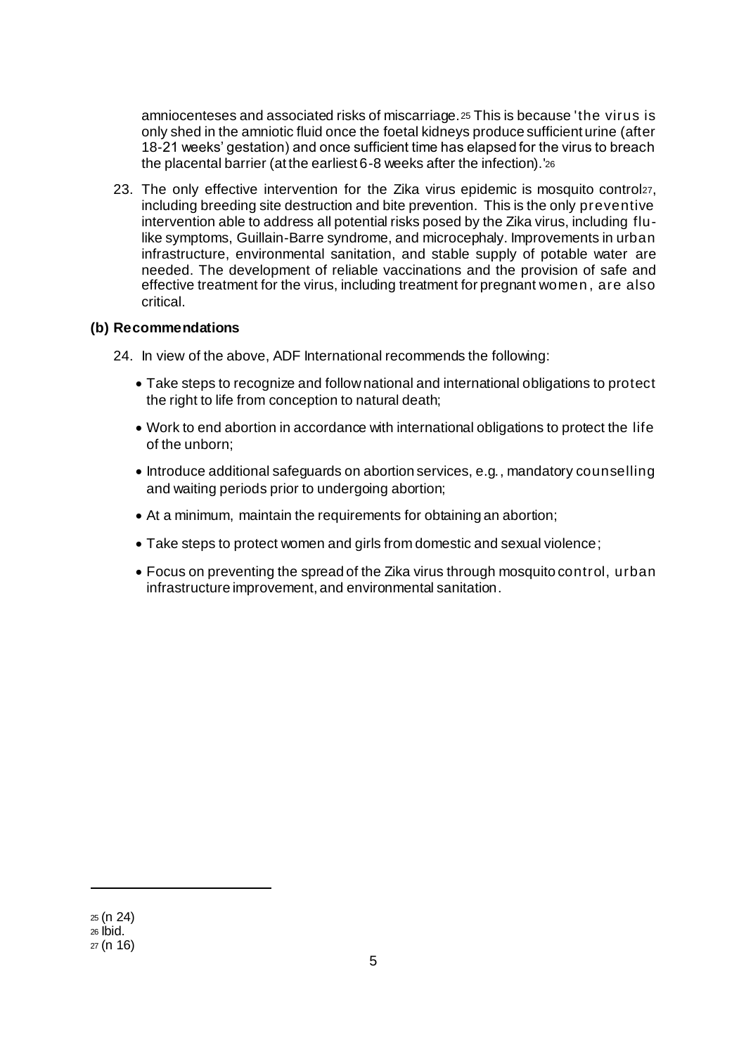amniocenteses and associated risks of miscarriage.[25] This is because 'the virus is only shed in the amniotic fluid once the foetal kidneys produce sufficient urine (after 18-21 weeks' gestation) and once sufficient time has elapsed for the virus to breach the placental barrier (at the earliest 6-8 weeks after the infection).'[26]

23. The only effective intervention for the Zika virus epidemic is mosquito control[27], including breeding site destruction and bite prevention. This is the only preventive intervention able to address all potential risks posed by the Zika virus, including flu-like symptoms, Guillain-Barre syndrome, and microcephaly. Improvements in urban infrastructure, environmental sanitation, and stable supply of potable water are needed. The development of reliable vaccinations and the provision of safe and effective treatment for the virus, including treatment for pregnant women, are also critical.

### (b) Recommendations

24. In view of the above, ADF International recommends the following:

- Take steps to recognize and follow national and international obligations to protect the right to life from conception to natural death;
- Work to end abortion in accordance with international obligations to protect the life of the unborn;
- Introduce additional safeguards on abortion services, e.g., mandatory counselling and waiting periods prior to undergoing abortion;
- At a minimum, maintain the requirements for obtaining an abortion;
- Take steps to protect women and girls from domestic and sexual violence;
- Focus on preventing the spread of the Zika virus through mosquito control, urban infrastructure improvement, and environmental sanitation.

---

[25] (n 24)
[26] Ibid.
[27] (n 16)